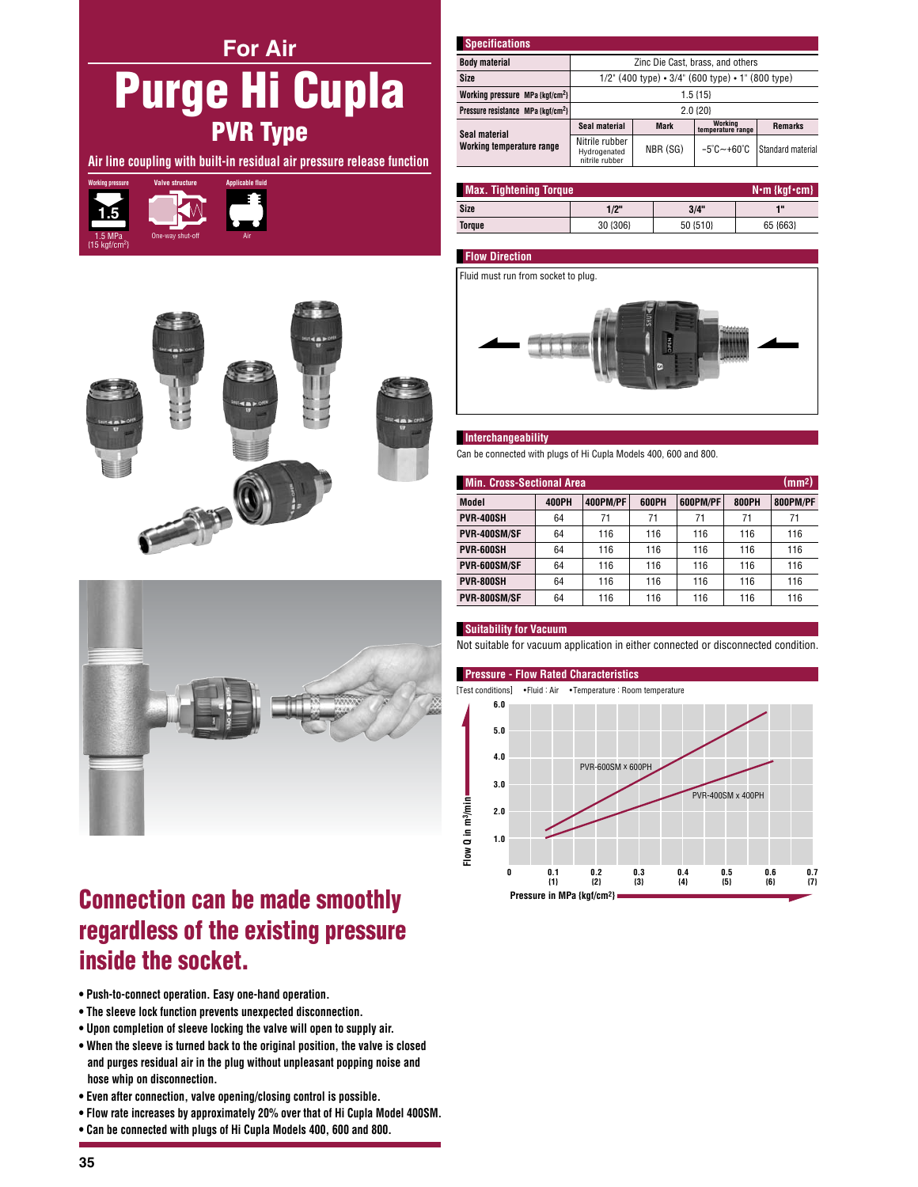For Air

# Purge Hi Cupla

## PVR Type

**Air line coupling with built-in residual air pressure release function**

Working pressure: 1.5 MPa {15 kgf/cm²}
Valve structure: One-way shut-off
Applicable fluid: Air

## Connection can be made smoothly regardless of the existing pressure inside the socket.

- Push-to-connect operation. Easy one-hand operation.
- The sleeve lock function prevents unexpected disconnection.
- Upon completion of sleeve locking the valve will open to supply air.
- When the sleeve is turned back to the original position, the valve is closed and purges residual air in the plug without unpleasant popping noise and hose whip on disconnection.
- Even after connection, valve opening/closing control is possible.
- Flow rate increases by approximately 20% over that of Hi Cupla Model 400SM.
- Can be connected with plugs of Hi Cupla Models 400, 600 and 800.

### Specifications

| | | | | |
|---|---|---|---|---|
| Body material | Zinc Die Cast, brass, and others | | | |
| Size | 1/2" (400 type) • 3/4" (600 type) • 1" (800 type) | | | |
| Working pressure MPa {kgf/cm²} | 1.5 {15} | | | |
| Pressure resistance MPa {kgf/cm²} | 2.0 {20} | | | |
| Seal material / Working temperature range | Seal material | Mark | Working temperature range | Remarks |
| | Nitrile rubber / Hydrogenated nitrile rubber | NBR (SG) | −5°C∼+60°C | Standard material |

### Max. Tightening Torque

N•m {kgf•cm}

| Size | 1/2" | 3/4" | 1" |
|---|---|---|---|
| Torque | 30 {306} | 50 {510} | 65 {663} |

### Flow Direction

Fluid must run from socket to plug.

### Interchangeability

Can be connected with plugs of Hi Cupla Models 400, 600 and 800.

### Min. Cross-Sectional Area

(mm²)

| Model | 400PH | 400PM/PF | 600PH | 600PM/PF | 800PH | 800PM/PF |
|---|---|---|---|---|---|---|
| PVR-400SH | 64 | 71 | 71 | 71 | 71 | 71 |
| PVR-400SM/SF | 64 | 116 | 116 | 116 | 116 | 116 |
| PVR-600SH | 64 | 116 | 116 | 116 | 116 | 116 |
| PVR-600SM/SF | 64 | 116 | 116 | 116 | 116 | 116 |
| PVR-800SH | 64 | 116 | 116 | 116 | 116 | 116 |
| PVR-800SM/SF | 64 | 116 | 116 | 116 | 116 | 116 |

### Suitability for Vacuum

Not suitable for vacuum application in either connected or disconnected condition.

### Pressure - Flow Rated Characteristics

[Test conditions] •Fluid : Air •Temperature : Room temperature

Flow Q in m³/min (0 – 6.0); Pressure in MPa {kgf/cm²} (0 – 0.7 {7})

Curves: PVR-600SM x 600PH, PVR-400SM x 400PH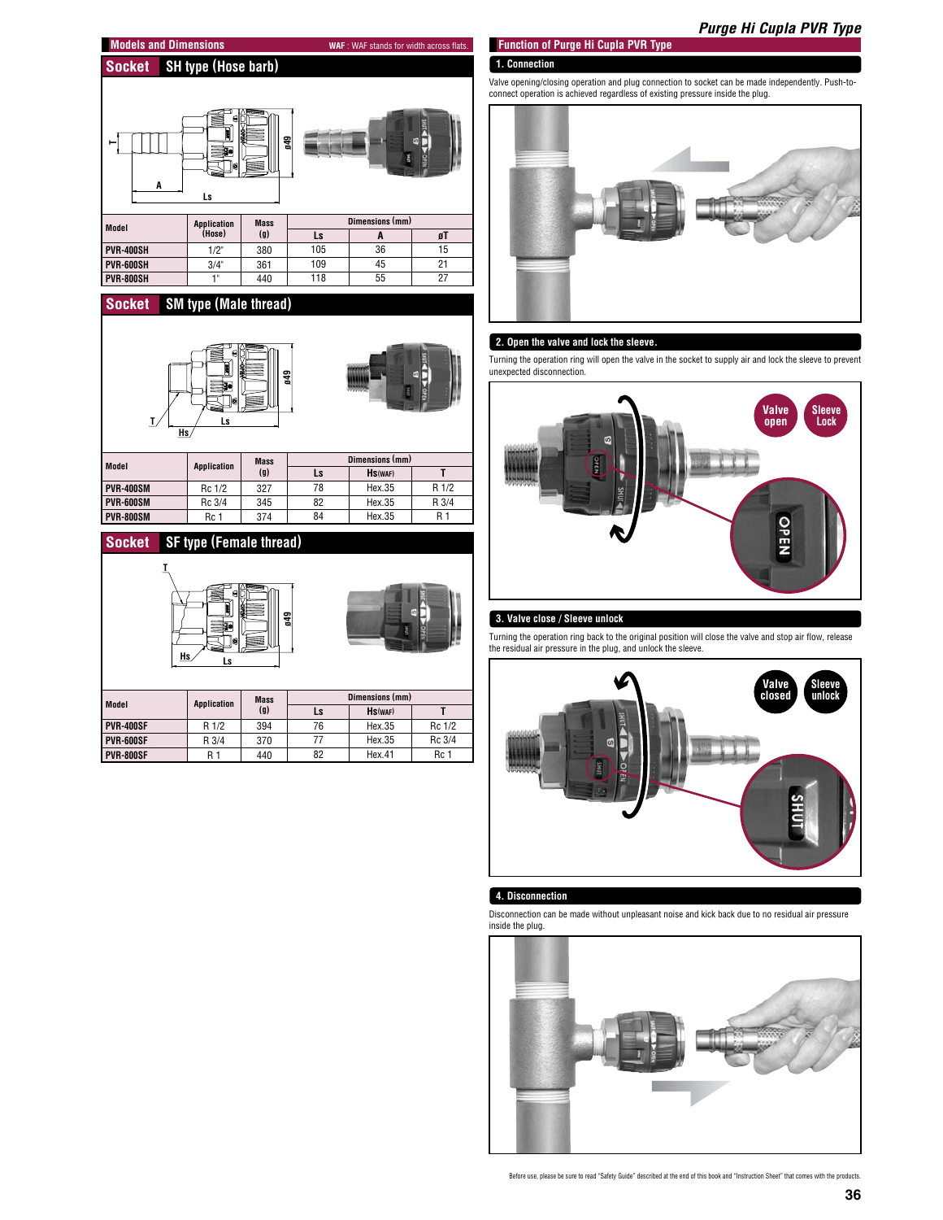## Models and Dimensions

WAF : WAF stands for width across flats.

### Socket SH type (Hose barb)

| Model | Application (Hose) | Mass (g) | Dimensions (mm) | | |
|---|---|---|---|---|---|
| | | | Ls | A | øT |
| PVR-400SH | 1/2" | 380 | 105 | 36 | 15 |
| PVR-600SH | 3/4" | 361 | 109 | 45 | 21 |
| PVR-800SH | 1" | 440 | 118 | 55 | 27 |

### Socket SM type (Male thread)

| Model | Application | Mass (g) | Dimensions (mm) | | |
|---|---|---|---|---|---|
| | | | Ls | Hs(WAF) | T |
| PVR-400SM | Rc 1/2 | 327 | 78 | Hex.35 | R 1/2 |
| PVR-600SM | Rc 3/4 | 345 | 82 | Hex.35 | R 3/4 |
| PVR-800SM | Rc 1 | 374 | 84 | Hex.35 | R 1 |

### Socket SF type (Female thread)

| Model | Application | Mass (g) | Dimensions (mm) | | |
|---|---|---|---|---|---|
| | | | Ls | Hs(WAF) | T |
| PVR-400SF | R 1/2 | 394 | 76 | Hex.35 | Rc 1/2 |
| PVR-600SF | R 3/4 | 370 | 77 | Hex.35 | Rc 3/4 |
| PVR-800SF | R 1 | 440 | 82 | Hex.41 | Rc 1 |

## Function of Purge Hi Cupla PVR Type

### 1. Connection

Valve opening/closing operation and plug connection to socket can be made independently. Push-to-connect operation is achieved regardless of existing pressure inside the plug.

### 2. Open the valve and lock the sleeve.

Turning the operation ring will open the valve in the socket to supply air and lock the sleeve to prevent unexpected disconnection.

Valve open
Sleeve Lock

### 3. Valve close / Sleeve unlock

Turning the operation ring back to the original position will close the valve and stop air flow, release the residual air pressure in the plug, and unlock the sleeve.

Valve closed
Sleeve unlock

### 4. Disconnection

Disconnection can be made without unpleasant noise and kick back due to no residual air pressure inside the plug.

Before use, please be sure to read "Safety Guide" described at the end of this book and "Instruction Sheet" that comes with the products.